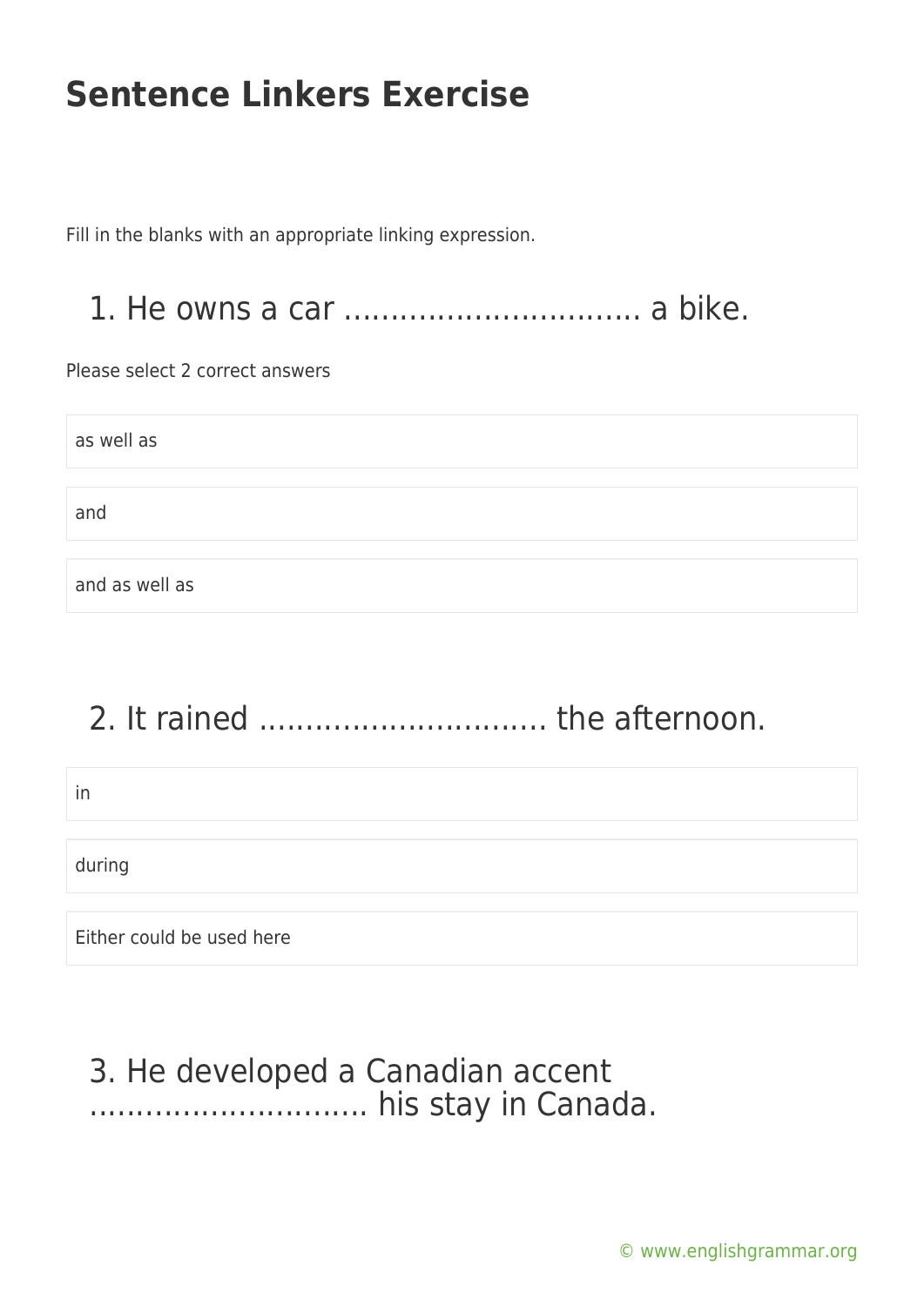# Sentence Linkers Exercise

Fill in the blanks with an appropriate linking expression.

## 1. He owns a car ................................ a bike.

Please select 2 correct answers

- as well as
- and
- and as well as

## 2. It rained .............................. the afternoon.

- in
- during
- Either could be used here

## 3. He developed a Canadian accent .............................. his stay in Canada.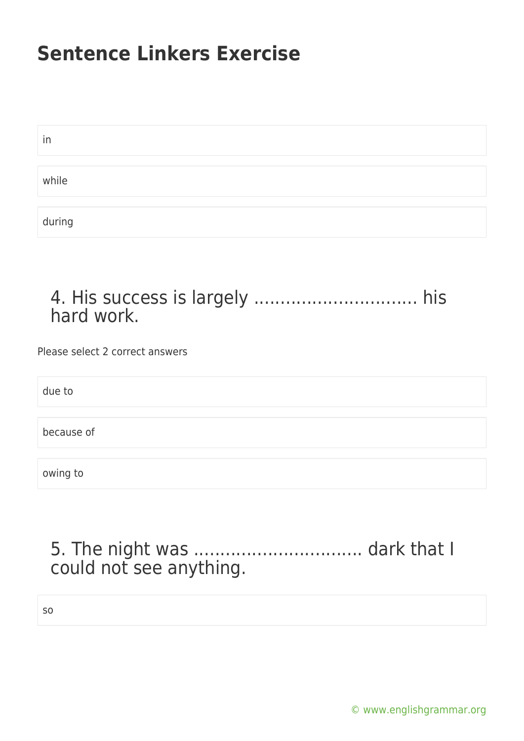# Sentence Linkers Exercise

- in
- while
- during

### 4. His success is largely ............................... his hard work.

Please select 2 correct answers

- due to
- because of
- owing to

### 5. The night was ................................ dark that I could not see anything.

- so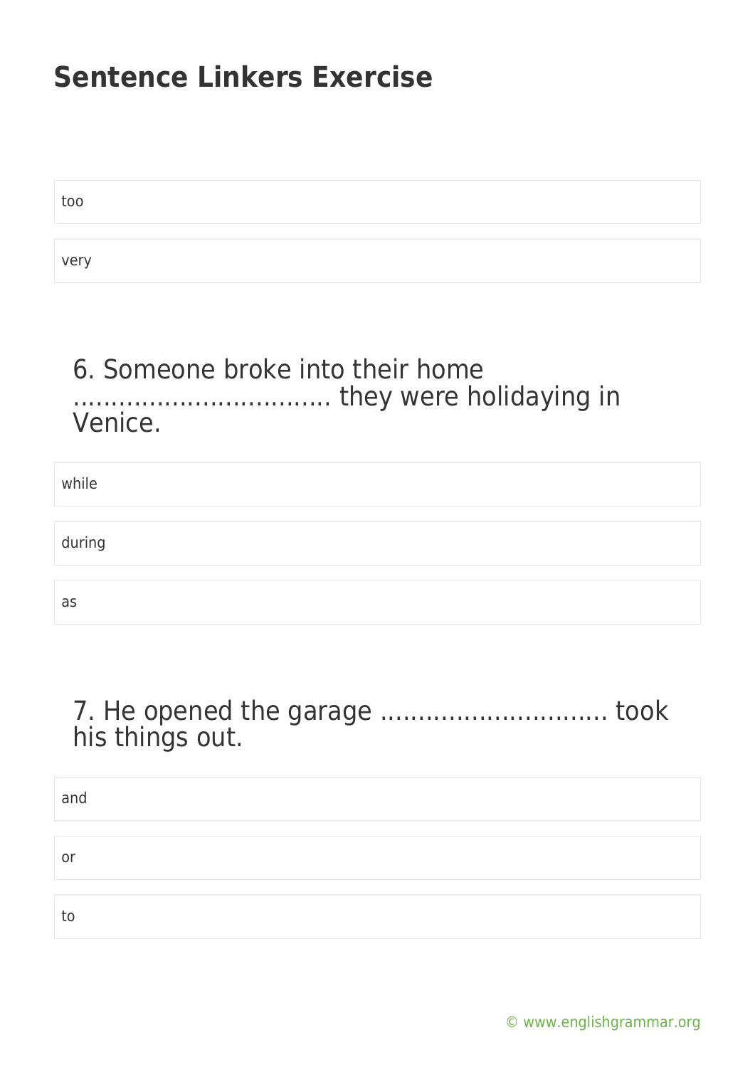# Sentence Linkers Exercise

too

very

6. Someone broke into their home ................................ they were holidaying in Venice.

while

during

as

7. He opened the garage ............................ took his things out.

and

or

to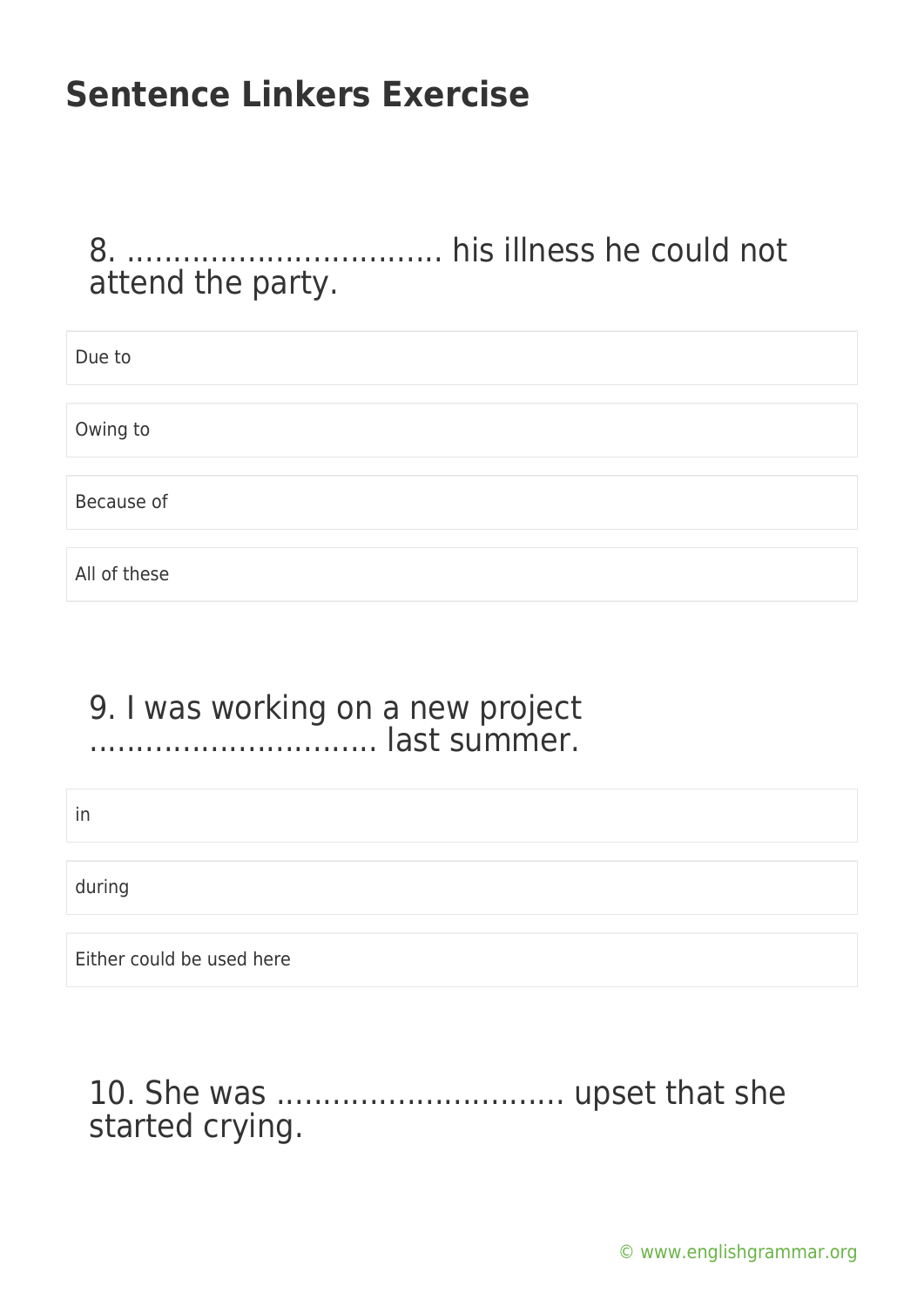# Sentence Linkers Exercise

8. .................................. his illness he could not attend the party.

- Due to
- Owing to
- Because of
- All of these

9. I was working on a new project ............................... last summer.

- in
- during
- Either could be used here

10. She was ............................... upset that she started crying.

© www.englishgrammar.org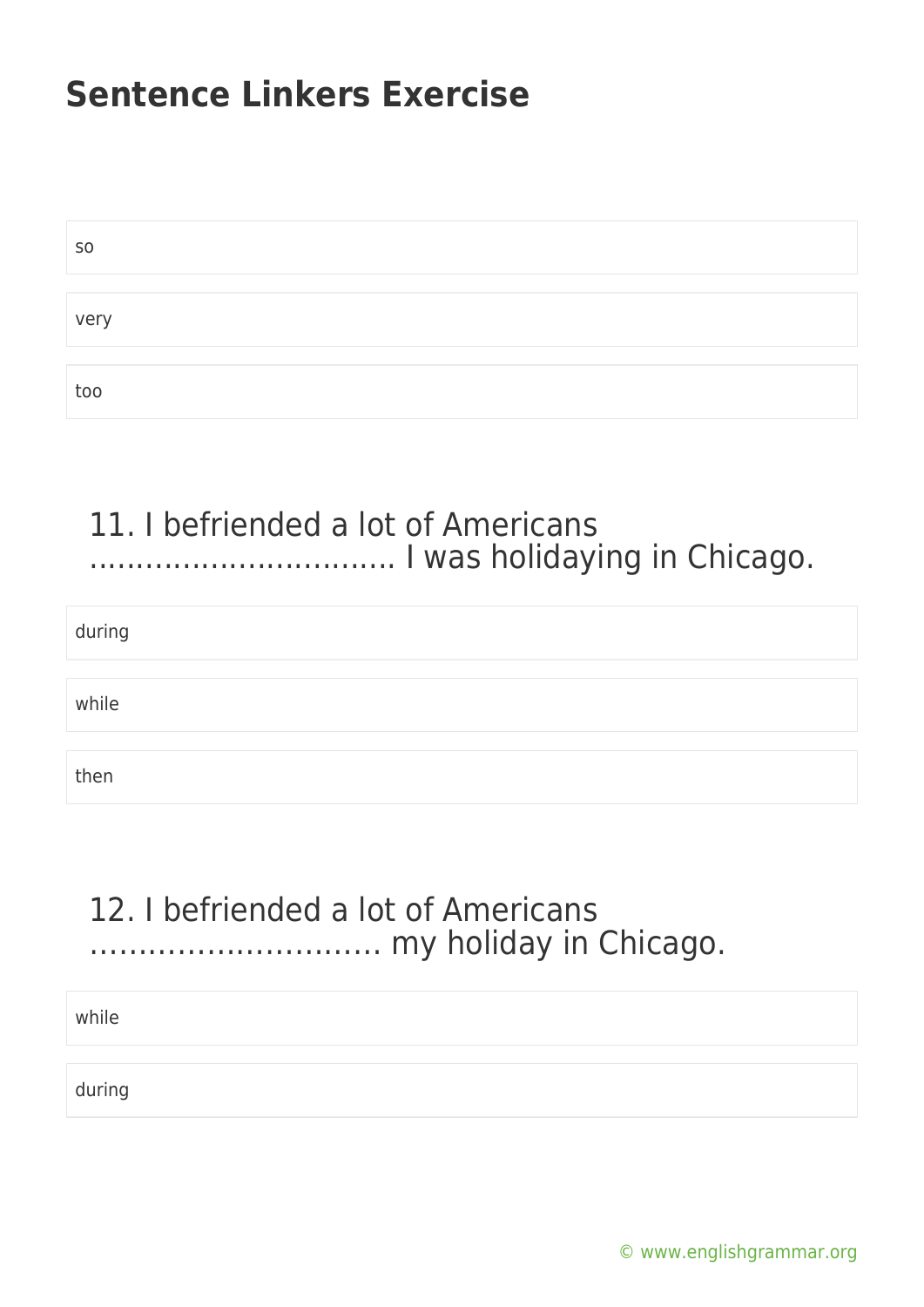# Sentence Linkers Exercise

- so
- very
- too

## 11. I befriended a lot of Americans ................................ I was holidaying in Chicago.

- during
- while
- then

## 12. I befriended a lot of Americans .............................. my holiday in Chicago.

- while
- during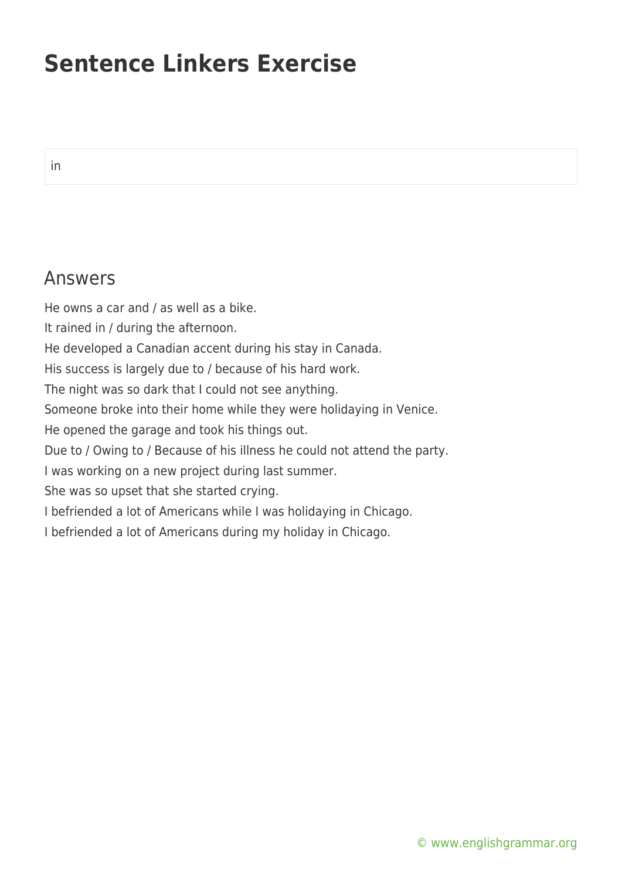# Sentence Linkers Exercise

in

## Answers

He owns a car and / as well as a bike.

It rained in / during the afternoon.

He developed a Canadian accent during his stay in Canada.

His success is largely due to / because of his hard work.

The night was so dark that I could not see anything.

Someone broke into their home while they were holidaying in Venice.

He opened the garage and took his things out.

Due to / Owing to / Because of his illness he could not attend the party.

I was working on a new project during last summer.

She was so upset that she started crying.

I befriended a lot of Americans while I was holidaying in Chicago.

I befriended a lot of Americans during my holiday in Chicago.

© www.englishgrammar.org